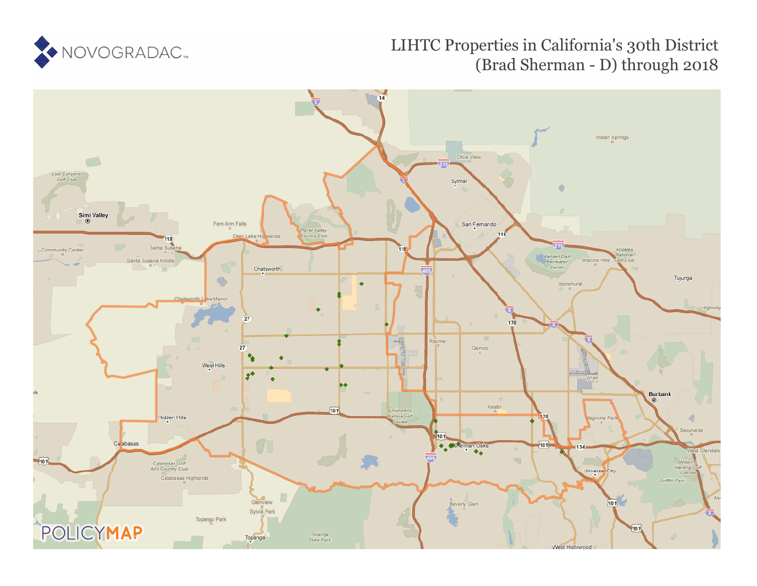NOVOGRADAC

# LIHTC Properties in California's 30th District (Brad Sherman - D) through 2018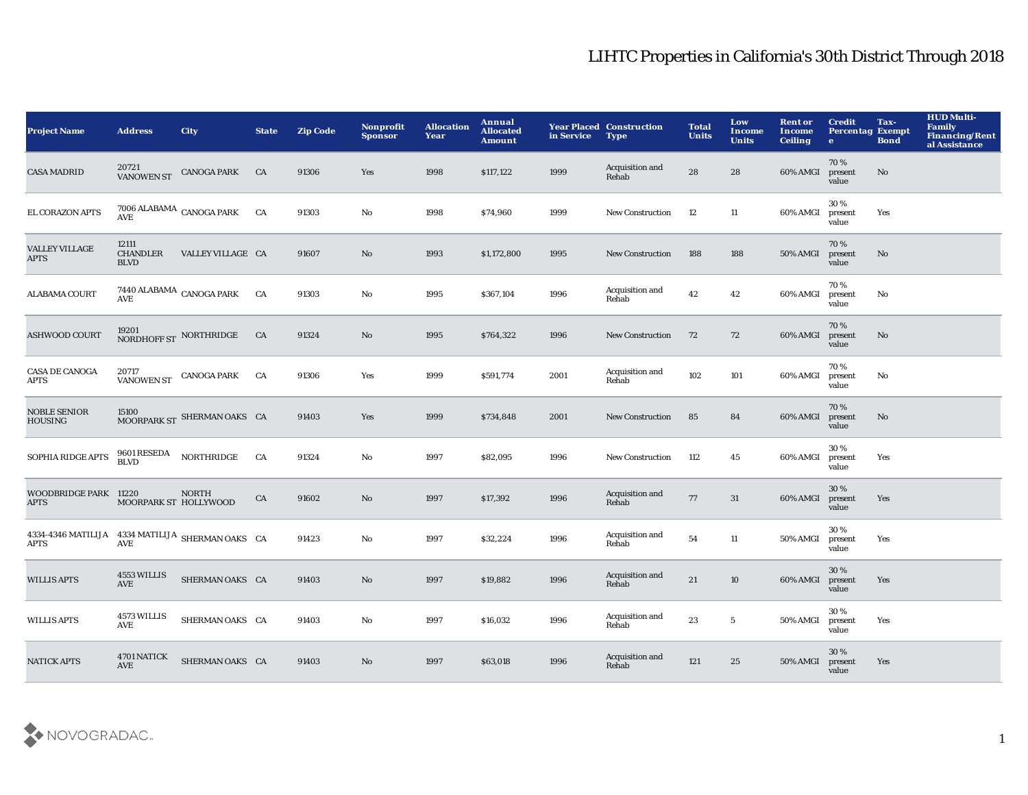# LIHTC Properties in California's 30th District Through 2018

| Project Name | Address | City | State | Zip Code | Nonprofit Sponsor | Allocation Year | Annual Allocated Amount | Year Placed in Service | Construction Type | Total Units | Low Income Units | Rent or Income Ceiling | Credit Percentage | Tax-Exempt Bond | HUD Multi-Family Financing/Rental Assistance |
|---|---|---|---|---|---|---|---|---|---|---|---|---|---|---|---|
| CASA MADRID | 20721 VANOWEN ST | CANOGA PARK | CA | 91306 | Yes | 1998 | $117,122 | 1999 | Acquisition and Rehab | 28 | 28 | 60% AMGI | 70 % present value | No | |
| EL CORAZON APTS | 7006 ALABAMA AVE | CANOGA PARK | CA | 91303 | No | 1998 | $74,960 | 1999 | New Construction | 12 | 11 | 60% AMGI | 30 % present value | Yes | |
| VALLEY VILLAGE APTS | 12111 CHANDLER BLVD | VALLEY VILLAGE | CA | 91607 | No | 1993 | $1,172,800 | 1995 | New Construction | 188 | 188 | 50% AMGI | 70 % present value | No | |
| ALABAMA COURT | 7440 ALABAMA AVE | CANOGA PARK | CA | 91303 | No | 1995 | $367,104 | 1996 | Acquisition and Rehab | 42 | 42 | 60% AMGI | 70 % present value | No | |
| ASHWOOD COURT | 19201 NORDHOFF ST | NORTHRIDGE | CA | 91324 | No | 1995 | $764,322 | 1996 | New Construction | 72 | 72 | 60% AMGI | 70 % present value | No | |
| CASA DE CANOGA APTS | 20717 VANOWEN ST | CANOGA PARK | CA | 91306 | Yes | 1999 | $591,774 | 2001 | Acquisition and Rehab | 102 | 101 | 60% AMGI | 70 % present value | No | |
| NOBLE SENIOR HOUSING | 15100 MOORPARK ST | SHERMAN OAKS | CA | 91403 | Yes | 1999 | $734,848 | 2001 | New Construction | 85 | 84 | 60% AMGI | 70 % present value | No | |
| SOPHIA RIDGE APTS | 9601 RESEDA BLVD | NORTHRIDGE | CA | 91324 | No | 1997 | $82,095 | 1996 | New Construction | 112 | 45 | 60% AMGI | 30 % present value | Yes | |
| WOODBRIDGE PARK APTS | 11220 MOORPARK ST | NORTH HOLLYWOOD | CA | 91602 | No | 1997 | $17,392 | 1996 | Acquisition and Rehab | 77 | 31 | 60% AMGI | 30 % present value | Yes | |
| 4334-4346 MATILIJA APTS | 4334 MATILIJA AVE | SHERMAN OAKS | CA | 91423 | No | 1997 | $32,224 | 1996 | Acquisition and Rehab | 54 | 11 | 50% AMGI | 30 % present value | Yes | |
| WILLIS APTS | 4553 WILLIS AVE | SHERMAN OAKS | CA | 91403 | No | 1997 | $19,882 | 1996 | Acquisition and Rehab | 21 | 10 | 60% AMGI | 30 % present value | Yes | |
| WILLIS APTS | 4573 WILLIS AVE | SHERMAN OAKS | CA | 91403 | No | 1997 | $16,032 | 1996 | Acquisition and Rehab | 23 | 5 | 50% AMGI | 30 % present value | Yes | |
| NATICK APTS | 4701 NATICK AVE | SHERMAN OAKS | CA | 91403 | No | 1997 | $63,018 | 1996 | Acquisition and Rehab | 121 | 25 | 50% AMGI | 30 % present value | Yes | |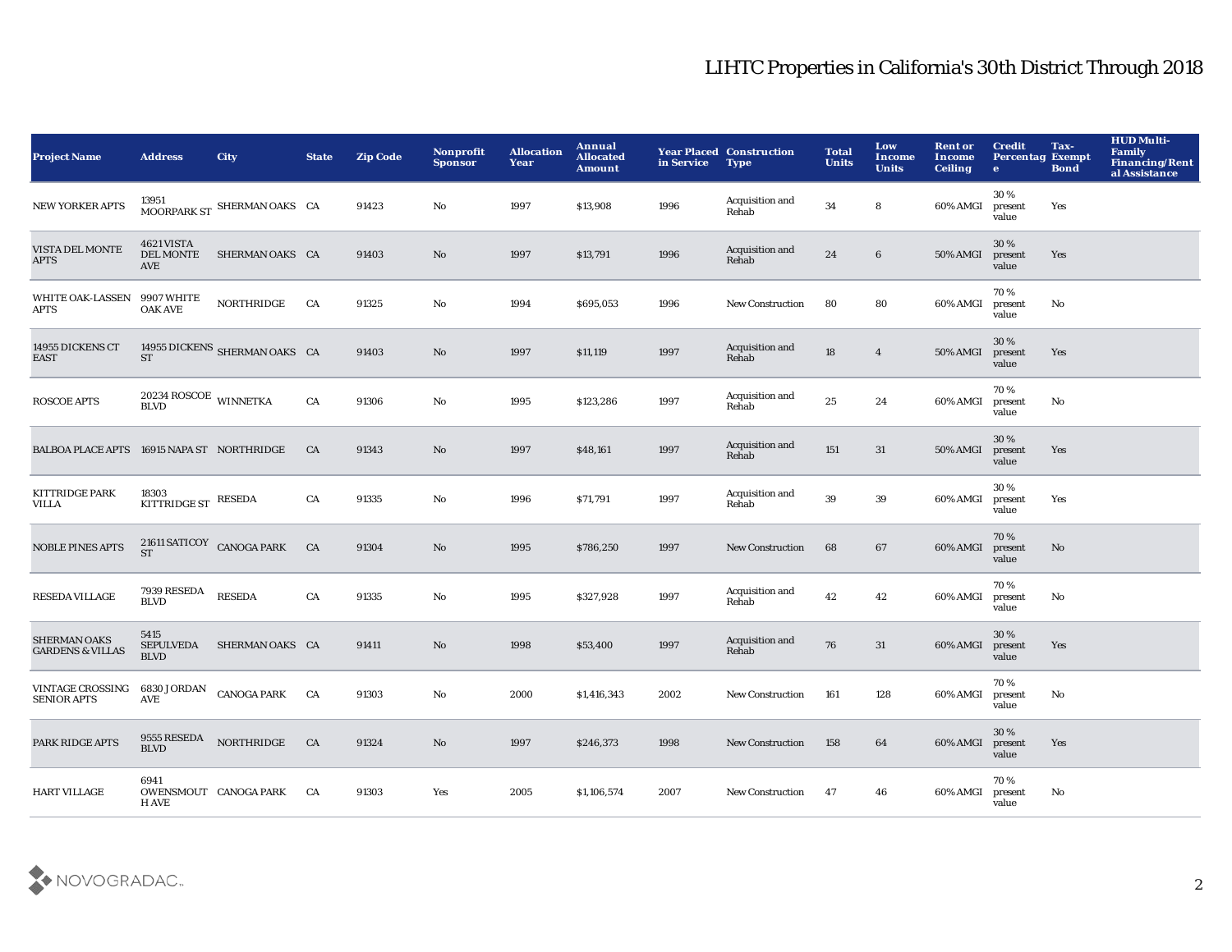# LIHTC Properties in California's 30th District Through 2018

| Project Name | Address | City | State | Zip Code | Nonprofit Sponsor | Allocation Year | Annual Allocated Amount | Year Placed in Service | Construction Type | Total Units | Low Income Units | Rent or Income Ceiling | Credit Percentage | Tax-Exempt Bond | HUD Multi-Family Financing/Rental Assistance |
|---|---|---|---|---|---|---|---|---|---|---|---|---|---|---|---|
| NEW YORKER APTS | 13951 MOORPARK ST | SHERMAN OAKS | CA | 91423 | No | 1997 | $13,908 | 1996 | Acquisition and Rehab | 34 | 8 | 60% AMGI | 30 % present value | Yes | |
| VISTA DEL MONTE APTS | 4621 VISTA DEL MONTE AVE | SHERMAN OAKS | CA | 91403 | No | 1997 | $13,791 | 1996 | Acquisition and Rehab | 24 | 6 | 50% AMGI | 30 % present value | Yes | |
| WHITE OAK-LASSEN APTS | 9907 WHITE OAK AVE | NORTHRIDGE | CA | 91325 | No | 1994 | $695,053 | 1996 | New Construction | 80 | 80 | 60% AMGI | 70 % present value | No | |
| 14955 DICKENS CT EAST | 14955 DICKENS ST | SHERMAN OAKS | CA | 91403 | No | 1997 | $11,119 | 1997 | Acquisition and Rehab | 18 | 4 | 50% AMGI | 30 % present value | Yes | |
| ROSCOE APTS | 20234 ROSCOE BLVD | WINNETKA | CA | 91306 | No | 1995 | $123,286 | 1997 | Acquisition and Rehab | 25 | 24 | 60% AMGI | 70 % present value | No | |
| BALBOA PLACE APTS | 16915 NAPA ST | NORTHRIDGE | CA | 91343 | No | 1997 | $48,161 | 1997 | Acquisition and Rehab | 151 | 31 | 50% AMGI | 30 % present value | Yes | |
| KITTRIDGE PARK VILLA | 18303 KITTRIDGE ST | RESEDA | CA | 91335 | No | 1996 | $71,791 | 1997 | Acquisition and Rehab | 39 | 39 | 60% AMGI | 30 % present value | Yes | |
| NOBLE PINES APTS | 21611 SATICOY ST | CANOGA PARK | CA | 91304 | No | 1995 | $786,250 | 1997 | New Construction | 68 | 67 | 60% AMGI | 70 % present value | No | |
| RESEDA VILLAGE | 7939 RESEDA BLVD | RESEDA | CA | 91335 | No | 1995 | $327,928 | 1997 | Acquisition and Rehab | 42 | 42 | 60% AMGI | 70 % present value | No | |
| SHERMAN OAKS GARDENS & VILLAS | 5415 SEPULVEDA BLVD | SHERMAN OAKS | CA | 91411 | No | 1998 | $53,400 | 1997 | Acquisition and Rehab | 76 | 31 | 60% AMGI | 30 % present value | Yes | |
| VINTAGE CROSSING SENIOR APTS | 6830 JORDAN AVE | CANOGA PARK | CA | 91303 | No | 2000 | $1,416,343 | 2002 | New Construction | 161 | 128 | 60% AMGI | 70 % present value | No | |
| PARK RIDGE APTS | 9555 RESEDA BLVD | NORTHRIDGE | CA | 91324 | No | 1997 | $246,373 | 1998 | New Construction | 158 | 64 | 60% AMGI | 30 % present value | Yes | |
| HART VILLAGE | 6941 OWENSMOUTH AVE | CANOGA PARK | CA | 91303 | Yes | 2005 | $1,106,574 | 2007 | New Construction | 47 | 46 | 60% AMGI | 70 % present value | No | |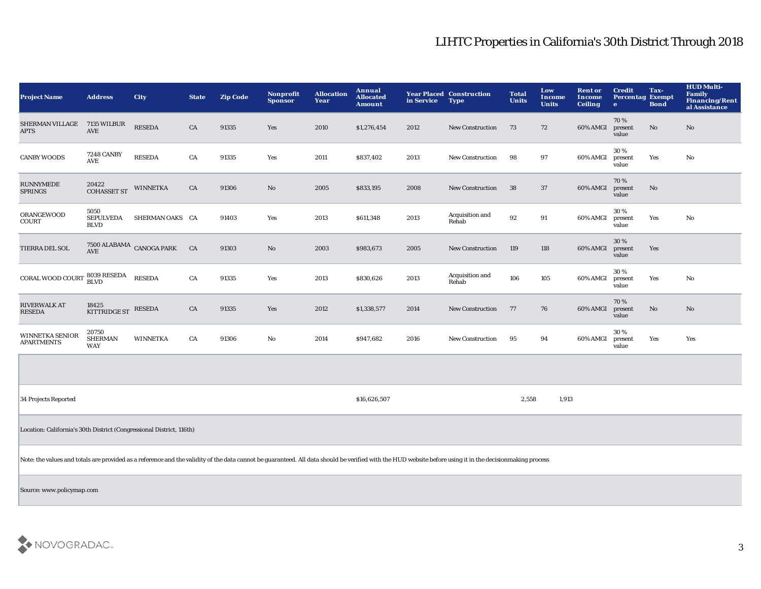# LIHTC Properties in California's 30th District Through 2018

| Project Name | Address | City | State | Zip Code | Nonprofit Sponsor | Allocation Year | Annual Allocated Amount | Year Placed in Service | Construction Type | Total Units | Low Income Units | Rent or Income Ceiling | Credit Percentage | Tax-Exempt Bond | HUD Multi-Family Financing/Rental Assistance |
|---|---|---|---|---|---|---|---|---|---|---|---|---|---|---|---|
| SHERMAN VILLAGE APTS | 7135 WILBUR AVE | RESEDA | CA | 91335 | Yes | 2010 | $1,276,454 | 2012 | New Construction | 73 | 72 | 60% AMGI | 70 % present value | No | No |
| CANBY WOODS | 7248 CANBY AVE | RESEDA | CA | 91335 | Yes | 2011 | $837,402 | 2013 | New Construction | 98 | 97 | 60% AMGI | 30 % present value | Yes | No |
| RUNNYMEDE SPRINGS | 20422 COHASSET ST | WINNETKA | CA | 91306 | No | 2005 | $833,195 | 2008 | New Construction | 38 | 37 | 60% AMGI | 70 % present value | No | |
| ORANGEWOOD COURT | 5050 SEPULVEDA BLVD | SHERMAN OAKS | CA | 91403 | Yes | 2013 | $611,348 | 2013 | Acquisition and Rehab | 92 | 91 | 60% AMGI | 30 % present value | Yes | No |
| TIERRA DEL SOL | 7500 ALABAMA AVE | CANOGA PARK | CA | 91303 | No | 2003 | $983,673 | 2005 | New Construction | 119 | 118 | 60% AMGI | 30 % present value | Yes | |
| CORAL WOOD COURT | 8039 RESEDA BLVD | RESEDA | CA | 91335 | Yes | 2013 | $830,626 | 2013 | Acquisition and Rehab | 106 | 105 | 60% AMGI | 30 % present value | Yes | No |
| RIVERWALK AT RESEDA | 18425 KITTRIDGE ST | RESEDA | CA | 91335 | Yes | 2012 | $1,338,577 | 2014 | New Construction | 77 | 76 | 60% AMGI | 70 % present value | No | No |
| WINNETKA SENIOR APARTMENTS | 20750 SHERMAN WAY | WINNETKA | CA | 91306 | No | 2014 | $947,682 | 2016 | New Construction | 95 | 94 | 60% AMGI | 30 % present value | Yes | Yes |
| | | | | | | | | | | | | | | | |
| 34 Projects Reported | | | | | | | $16,626,507 | | | 2,558 | 1,913 | | | | |

Location: California's 30th District (Congressional District, 116th)

Note: the values and totals are provided as a reference and the validity of the data cannot be guaranteed. All data should be verified with the HUD website before using it in the decisionmaking process

Source: www.policymap.com